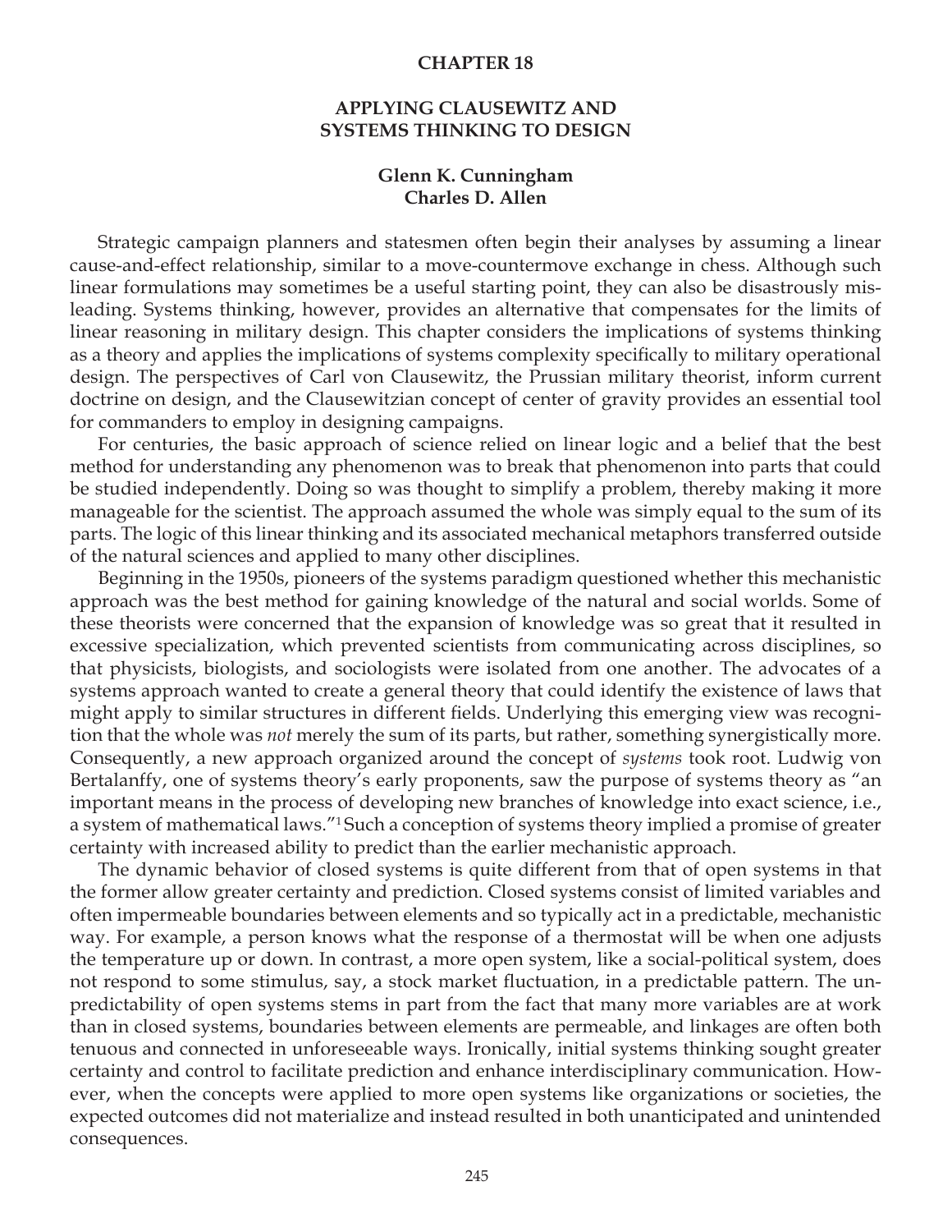## CHAPTER 18

# APPLYING CLAUSEWITZ AND SYSTEMS THINKING TO DESIGN

**Glenn K. Cunningham**
**Charles D. Allen**

Strategic campaign planners and statesmen often begin their analyses by assuming a linear cause-and-effect relationship, similar to a move-countermove exchange in chess. Although such linear formulations may sometimes be a useful starting point, they can also be disastrously misleading. Systems thinking, however, provides an alternative that compensates for the limits of linear reasoning in military design. This chapter considers the implications of systems thinking as a theory and applies the implications of systems complexity specifically to military operational design. The perspectives of Carl von Clausewitz, the Prussian military theorist, inform current doctrine on design, and the Clausewitzian concept of center of gravity provides an essential tool for commanders to employ in designing campaigns.

For centuries, the basic approach of science relied on linear logic and a belief that the best method for understanding any phenomenon was to break that phenomenon into parts that could be studied independently. Doing so was thought to simplify a problem, thereby making it more manageable for the scientist. The approach assumed the whole was simply equal to the sum of its parts. The logic of this linear thinking and its associated mechanical metaphors transferred outside of the natural sciences and applied to many other disciplines.

Beginning in the 1950s, pioneers of the systems paradigm questioned whether this mechanistic approach was the best method for gaining knowledge of the natural and social worlds. Some of these theorists were concerned that the expansion of knowledge was so great that it resulted in excessive specialization, which prevented scientists from communicating across disciplines, so that physicists, biologists, and sociologists were isolated from one another. The advocates of a systems approach wanted to create a general theory that could identify the existence of laws that might apply to similar structures in different fields. Underlying this emerging view was recognition that the whole was *not* merely the sum of its parts, but rather, something synergistically more. Consequently, a new approach organized around the concept of *systems* took root. Ludwig von Bertalanffy, one of systems theory's early proponents, saw the purpose of systems theory as "an important means in the process of developing new branches of knowledge into exact science, i.e., a system of mathematical laws."[1] Such a conception of systems theory implied a promise of greater certainty with increased ability to predict than the earlier mechanistic approach.

The dynamic behavior of closed systems is quite different from that of open systems in that the former allow greater certainty and prediction. Closed systems consist of limited variables and often impermeable boundaries between elements and so typically act in a predictable, mechanistic way. For example, a person knows what the response of a thermostat will be when one adjusts the temperature up or down. In contrast, a more open system, like a social-political system, does not respond to some stimulus, say, a stock market fluctuation, in a predictable pattern. The unpredictability of open systems stems in part from the fact that many more variables are at work than in closed systems, boundaries between elements are permeable, and linkages are often both tenuous and connected in unforeseeable ways. Ironically, initial systems thinking sought greater certainty and control to facilitate prediction and enhance interdisciplinary communication. However, when the concepts were applied to more open systems like organizations or societies, the expected outcomes did not materialize and instead resulted in both unanticipated and unintended consequences.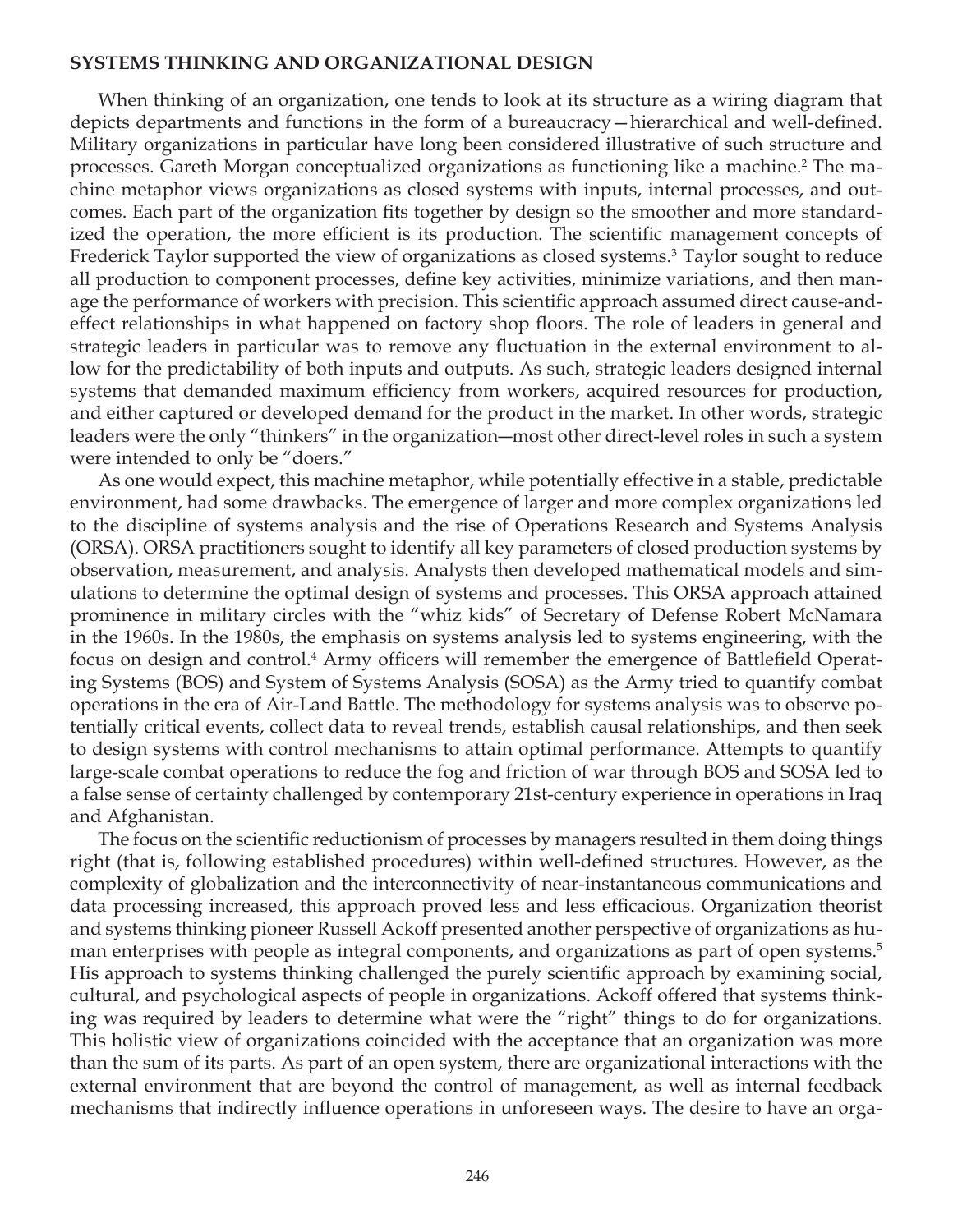## SYSTEMS THINKING AND ORGANIZATIONAL DESIGN

When thinking of an organization, one tends to look at its structure as a wiring diagram that depicts departments and functions in the form of a bureaucracy—hierarchical and well-defined. Military organizations in particular have long been considered illustrative of such structure and processes. Gareth Morgan conceptualized organizations as functioning like a machine.[2] The machine metaphor views organizations as closed systems with inputs, internal processes, and outcomes. Each part of the organization fits together by design so the smoother and more standardized the operation, the more efficient is its production. The scientific management concepts of Frederick Taylor supported the view of organizations as closed systems.[3] Taylor sought to reduce all production to component processes, define key activities, minimize variations, and then manage the performance of workers with precision. This scientific approach assumed direct cause-and-effect relationships in what happened on factory shop floors. The role of leaders in general and strategic leaders in particular was to remove any fluctuation in the external environment to allow for the predictability of both inputs and outputs. As such, strategic leaders designed internal systems that demanded maximum efficiency from workers, acquired resources for production, and either captured or developed demand for the product in the market. In other words, strategic leaders were the only "thinkers" in the organization—most other direct-level roles in such a system were intended to only be "doers."

As one would expect, this machine metaphor, while potentially effective in a stable, predictable environment, had some drawbacks. The emergence of larger and more complex organizations led to the discipline of systems analysis and the rise of Operations Research and Systems Analysis (ORSA). ORSA practitioners sought to identify all key parameters of closed production systems by observation, measurement, and analysis. Analysts then developed mathematical models and simulations to determine the optimal design of systems and processes. This ORSA approach attained prominence in military circles with the "whiz kids" of Secretary of Defense Robert McNamara in the 1960s. In the 1980s, the emphasis on systems analysis led to systems engineering, with the focus on design and control.[4] Army officers will remember the emergence of Battlefield Operating Systems (BOS) and System of Systems Analysis (SOSA) as the Army tried to quantify combat operations in the era of Air-Land Battle. The methodology for systems analysis was to observe potentially critical events, collect data to reveal trends, establish causal relationships, and then seek to design systems with control mechanisms to attain optimal performance. Attempts to quantify large-scale combat operations to reduce the fog and friction of war through BOS and SOSA led to a false sense of certainty challenged by contemporary 21st-century experience in operations in Iraq and Afghanistan.

The focus on the scientific reductionism of processes by managers resulted in them doing things right (that is, following established procedures) within well-defined structures. However, as the complexity of globalization and the interconnectivity of near-instantaneous communications and data processing increased, this approach proved less and less efficacious. Organization theorist and systems thinking pioneer Russell Ackoff presented another perspective of organizations as human enterprises with people as integral components, and organizations as part of open systems.[5] His approach to systems thinking challenged the purely scientific approach by examining social, cultural, and psychological aspects of people in organizations. Ackoff offered that systems thinking was required by leaders to determine what were the "right" things to do for organizations. This holistic view of organizations coincided with the acceptance that an organization was more than the sum of its parts. As part of an open system, there are organizational interactions with the external environment that are beyond the control of management, as well as internal feedback mechanisms that indirectly influence operations in unforeseen ways. The desire to have an orga-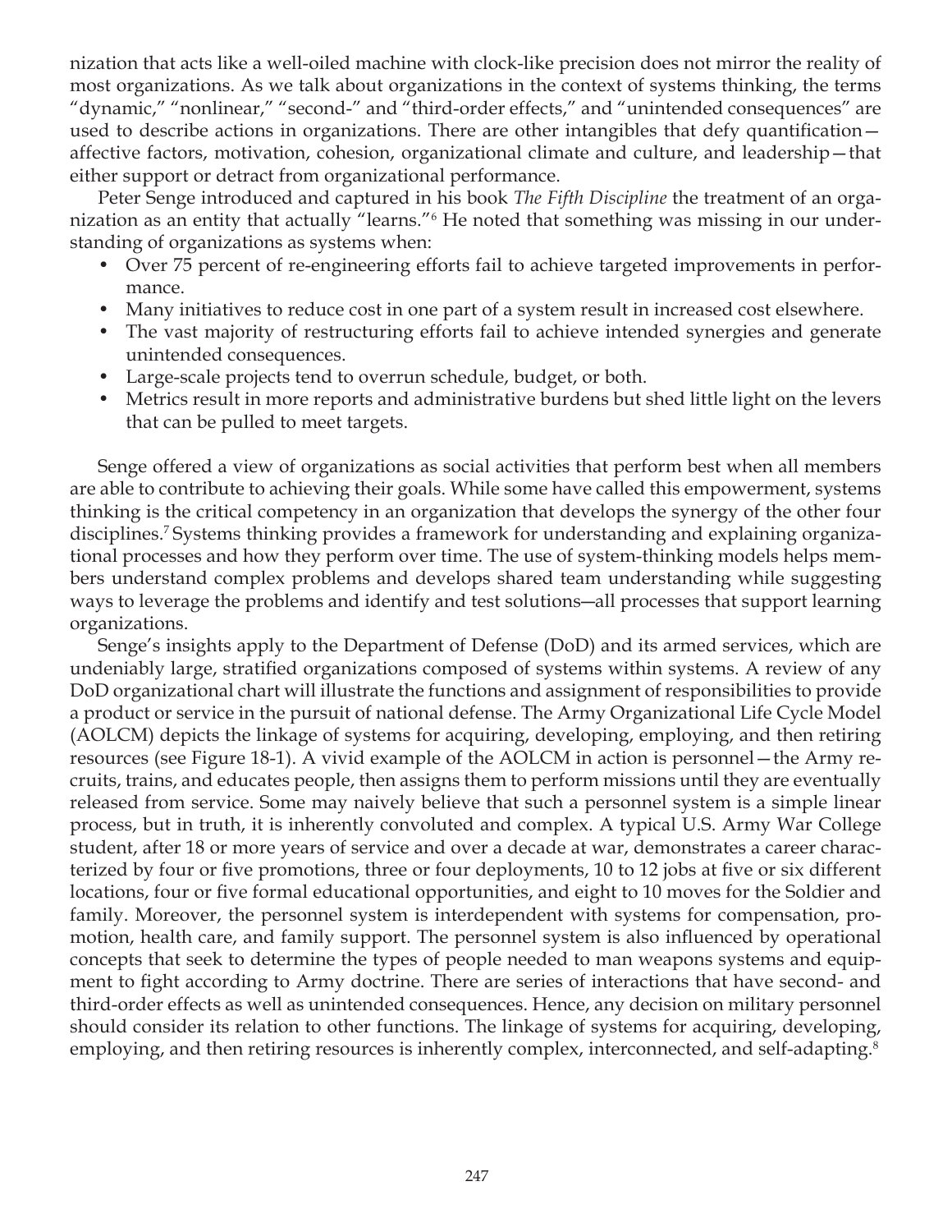nization that acts like a well-oiled machine with clock-like precision does not mirror the reality of most organizations. As we talk about organizations in the context of systems thinking, the terms "dynamic," "nonlinear," "second-" and "third-order effects," and "unintended consequences" are used to describe actions in organizations. There are other intangibles that defy quantification—affective factors, motivation, cohesion, organizational climate and culture, and leadership—that either support or detract from organizational performance.

Peter Senge introduced and captured in his book *The Fifth Discipline* the treatment of an organization as an entity that actually "learns."[6] He noted that something was missing in our understanding of organizations as systems when:

- Over 75 percent of re-engineering efforts fail to achieve targeted improvements in performance.
- Many initiatives to reduce cost in one part of a system result in increased cost elsewhere.
- The vast majority of restructuring efforts fail to achieve intended synergies and generate unintended consequences.
- Large-scale projects tend to overrun schedule, budget, or both.
- Metrics result in more reports and administrative burdens but shed little light on the levers that can be pulled to meet targets.

Senge offered a view of organizations as social activities that perform best when all members are able to contribute to achieving their goals. While some have called this empowerment, systems thinking is the critical competency in an organization that develops the synergy of the other four disciplines.[7] Systems thinking provides a framework for understanding and explaining organizational processes and how they perform over time. The use of system-thinking models helps members understand complex problems and develops shared team understanding while suggesting ways to leverage the problems and identify and test solutions—all processes that support learning organizations.

Senge's insights apply to the Department of Defense (DoD) and its armed services, which are undeniably large, stratified organizations composed of systems within systems. A review of any DoD organizational chart will illustrate the functions and assignment of responsibilities to provide a product or service in the pursuit of national defense. The Army Organizational Life Cycle Model (AOLCM) depicts the linkage of systems for acquiring, developing, employing, and then retiring resources (see Figure 18-1). A vivid example of the AOLCM in action is personnel—the Army recruits, trains, and educates people, then assigns them to perform missions until they are eventually released from service. Some may naively believe that such a personnel system is a simple linear process, but in truth, it is inherently convoluted and complex. A typical U.S. Army War College student, after 18 or more years of service and over a decade at war, demonstrates a career characterized by four or five promotions, three or four deployments, 10 to 12 jobs at five or six different locations, four or five formal educational opportunities, and eight to 10 moves for the Soldier and family. Moreover, the personnel system is interdependent with systems for compensation, promotion, health care, and family support. The personnel system is also influenced by operational concepts that seek to determine the types of people needed to man weapons systems and equipment to fight according to Army doctrine. There are series of interactions that have second- and third-order effects as well as unintended consequences. Hence, any decision on military personnel should consider its relation to other functions. The linkage of systems for acquiring, developing, employing, and then retiring resources is inherently complex, interconnected, and self-adapting.[8]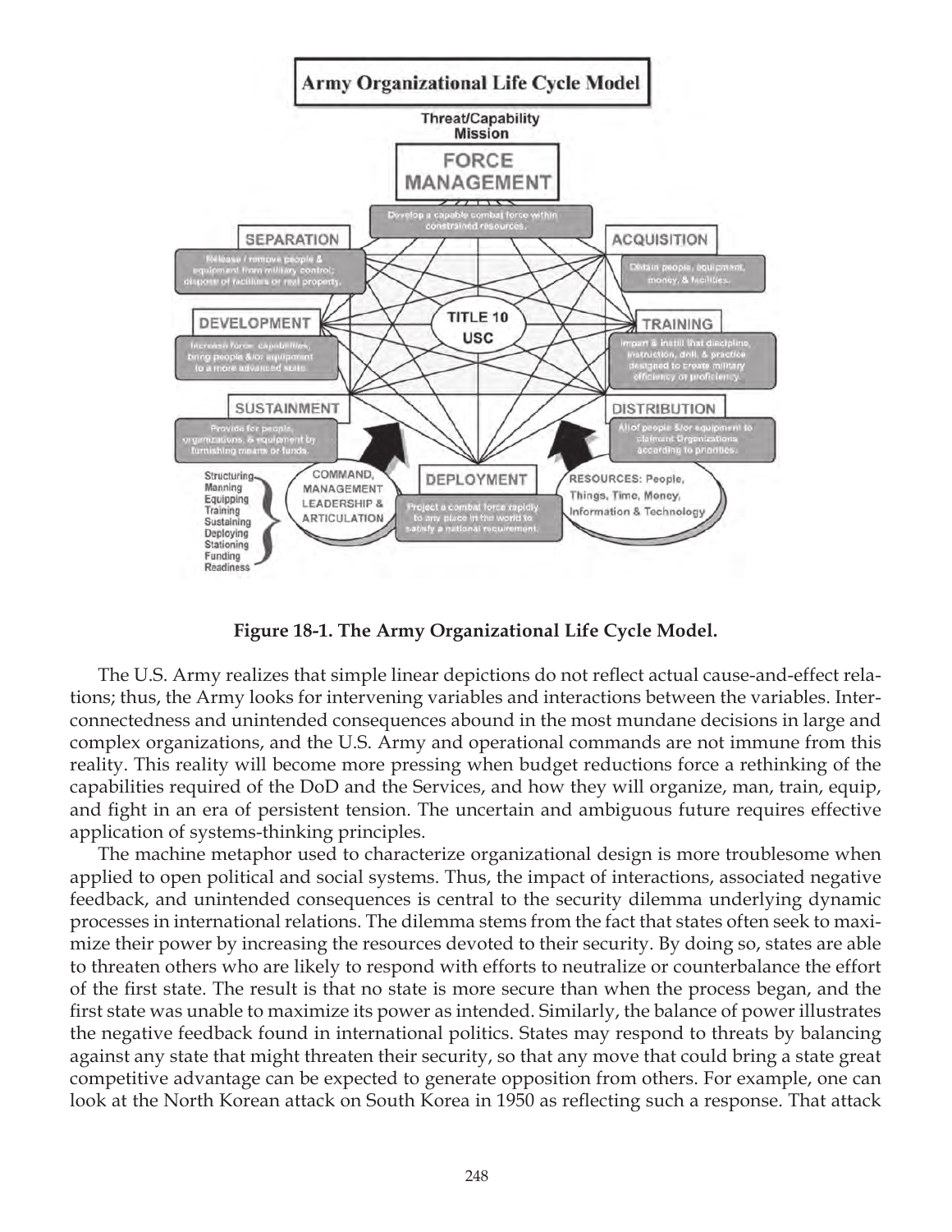**Figure 18-1. The Army Organizational Life Cycle Model.**

The U.S. Army realizes that simple linear depictions do not reflect actual cause-and-effect relations; thus, the Army looks for intervening variables and interactions between the variables. Interconnectedness and unintended consequences abound in the most mundane decisions in large and complex organizations, and the U.S. Army and operational commands are not immune from this reality. This reality will become more pressing when budget reductions force a rethinking of the capabilities required of the DoD and the Services, and how they will organize, man, train, equip, and fight in an era of persistent tension. The uncertain and ambiguous future requires effective application of systems-thinking principles.

The machine metaphor used to characterize organizational design is more troublesome when applied to open political and social systems. Thus, the impact of interactions, associated negative feedback, and unintended consequences is central to the security dilemma underlying dynamic processes in international relations. The dilemma stems from the fact that states often seek to maximize their power by increasing the resources devoted to their security. By doing so, states are able to threaten others who are likely to respond with efforts to neutralize or counterbalance the effort of the first state. The result is that no state is more secure than when the process began, and the first state was unable to maximize its power as intended. Similarly, the balance of power illustrates the negative feedback found in international politics. States may respond to threats by balancing against any state that might threaten their security, so that any move that could bring a state great competitive advantage can be expected to generate opposition from others. For example, one can look at the North Korean attack on South Korea in 1950 as reflecting such a response. That attack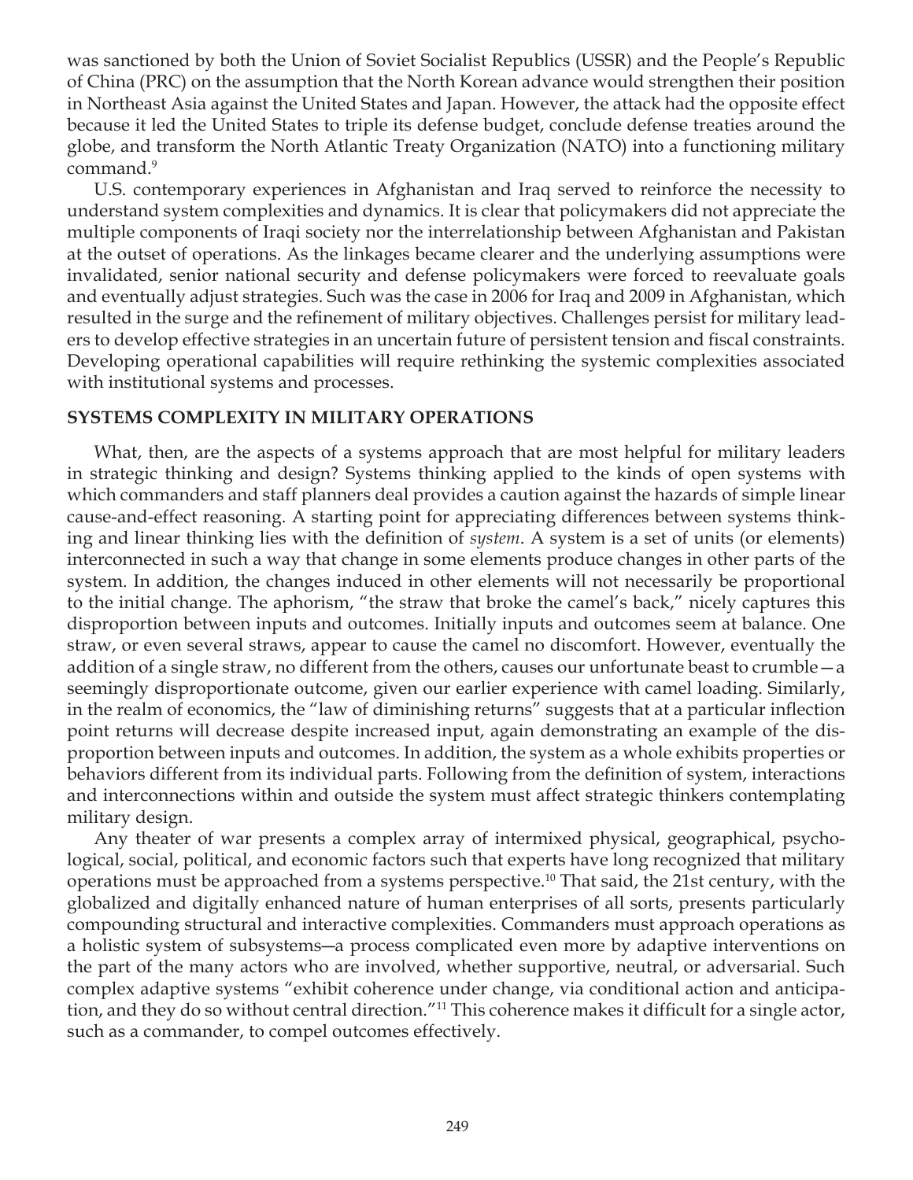was sanctioned by both the Union of Soviet Socialist Republics (USSR) and the People's Republic of China (PRC) on the assumption that the North Korean advance would strengthen their position in Northeast Asia against the United States and Japan. However, the attack had the opposite effect because it led the United States to triple its defense budget, conclude defense treaties around the globe, and transform the North Atlantic Treaty Organization (NATO) into a functioning military command.[9]

U.S. contemporary experiences in Afghanistan and Iraq served to reinforce the necessity to understand system complexities and dynamics. It is clear that policymakers did not appreciate the multiple components of Iraqi society nor the interrelationship between Afghanistan and Pakistan at the outset of operations. As the linkages became clearer and the underlying assumptions were invalidated, senior national security and defense policymakers were forced to reevaluate goals and eventually adjust strategies. Such was the case in 2006 for Iraq and 2009 in Afghanistan, which resulted in the surge and the refinement of military objectives. Challenges persist for military leaders to develop effective strategies in an uncertain future of persistent tension and fiscal constraints. Developing operational capabilities will require rethinking the systemic complexities associated with institutional systems and processes.

## SYSTEMS COMPLEXITY IN MILITARY OPERATIONS

What, then, are the aspects of a systems approach that are most helpful for military leaders in strategic thinking and design? Systems thinking applied to the kinds of open systems with which commanders and staff planners deal provides a caution against the hazards of simple linear cause-and-effect reasoning. A starting point for appreciating differences between systems thinking and linear thinking lies with the definition of *system*. A system is a set of units (or elements) interconnected in such a way that change in some elements produce changes in other parts of the system. In addition, the changes induced in other elements will not necessarily be proportional to the initial change. The aphorism, "the straw that broke the camel's back," nicely captures this disproportion between inputs and outcomes. Initially inputs and outcomes seem at balance. One straw, or even several straws, appear to cause the camel no discomfort. However, eventually the addition of a single straw, no different from the others, causes our unfortunate beast to crumble—a seemingly disproportionate outcome, given our earlier experience with camel loading. Similarly, in the realm of economics, the "law of diminishing returns" suggests that at a particular inflection point returns will decrease despite increased input, again demonstrating an example of the disproportion between inputs and outcomes. In addition, the system as a whole exhibits properties or behaviors different from its individual parts. Following from the definition of system, interactions and interconnections within and outside the system must affect strategic thinkers contemplating military design.

Any theater of war presents a complex array of intermixed physical, geographical, psychological, social, political, and economic factors such that experts have long recognized that military operations must be approached from a systems perspective.[10] That said, the 21st century, with the globalized and digitally enhanced nature of human enterprises of all sorts, presents particularly compounding structural and interactive complexities. Commanders must approach operations as a holistic system of subsystems—a process complicated even more by adaptive interventions on the part of the many actors who are involved, whether supportive, neutral, or adversarial. Such complex adaptive systems "exhibit coherence under change, via conditional action and anticipation, and they do so without central direction."[11] This coherence makes it difficult for a single actor, such as a commander, to compel outcomes effectively.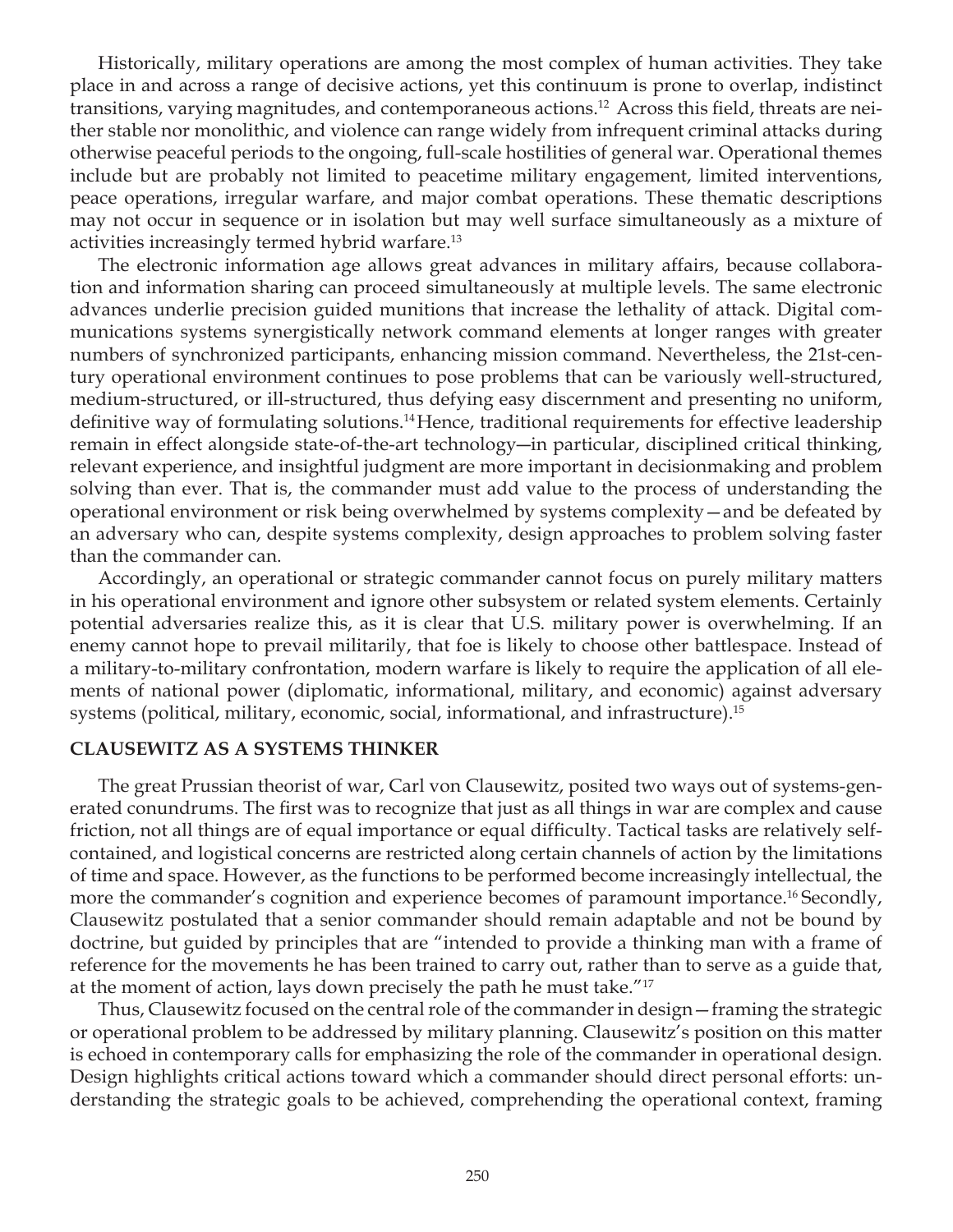Historically, military operations are among the most complex of human activities. They take place in and across a range of decisive actions, yet this continuum is prone to overlap, indistinct transitions, varying magnitudes, and contemporaneous actions.[12] Across this field, threats are neither stable nor monolithic, and violence can range widely from infrequent criminal attacks during otherwise peaceful periods to the ongoing, full-scale hostilities of general war. Operational themes include but are probably not limited to peacetime military engagement, limited interventions, peace operations, irregular warfare, and major combat operations. These thematic descriptions may not occur in sequence or in isolation but may well surface simultaneously as a mixture of activities increasingly termed hybrid warfare.[13]

The electronic information age allows great advances in military affairs, because collaboration and information sharing can proceed simultaneously at multiple levels. The same electronic advances underlie precision guided munitions that increase the lethality of attack. Digital communications systems synergistically network command elements at longer ranges with greater numbers of synchronized participants, enhancing mission command. Nevertheless, the 21st-century operational environment continues to pose problems that can be variously well-structured, medium-structured, or ill-structured, thus defying easy discernment and presenting no uniform, definitive way of formulating solutions.[14] Hence, traditional requirements for effective leadership remain in effect alongside state-of-the-art technology—in particular, disciplined critical thinking, relevant experience, and insightful judgment are more important in decisionmaking and problem solving than ever. That is, the commander must add value to the process of understanding the operational environment or risk being overwhelmed by systems complexity—and be defeated by an adversary who can, despite systems complexity, design approaches to problem solving faster than the commander can.

Accordingly, an operational or strategic commander cannot focus on purely military matters in his operational environment and ignore other subsystem or related system elements. Certainly potential adversaries realize this, as it is clear that U.S. military power is overwhelming. If an enemy cannot hope to prevail militarily, that foe is likely to choose other battlespace. Instead of a military-to-military confrontation, modern warfare is likely to require the application of all elements of national power (diplomatic, informational, military, and economic) against adversary systems (political, military, economic, social, informational, and infrastructure).[15]

## CLAUSEWITZ AS A SYSTEMS THINKER

The great Prussian theorist of war, Carl von Clausewitz, posited two ways out of systems-generated conundrums. The first was to recognize that just as all things in war are complex and cause friction, not all things are of equal importance or equal difficulty. Tactical tasks are relatively self-contained, and logistical concerns are restricted along certain channels of action by the limitations of time and space. However, as the functions to be performed become increasingly intellectual, the more the commander's cognition and experience becomes of paramount importance.[16] Secondly, Clausewitz postulated that a senior commander should remain adaptable and not be bound by doctrine, but guided by principles that are "intended to provide a thinking man with a frame of reference for the movements he has been trained to carry out, rather than to serve as a guide that, at the moment of action, lays down precisely the path he must take."[17]

Thus, Clausewitz focused on the central role of the commander in design—framing the strategic or operational problem to be addressed by military planning. Clausewitz's position on this matter is echoed in contemporary calls for emphasizing the role of the commander in operational design. Design highlights critical actions toward which a commander should direct personal efforts: understanding the strategic goals to be achieved, comprehending the operational context, framing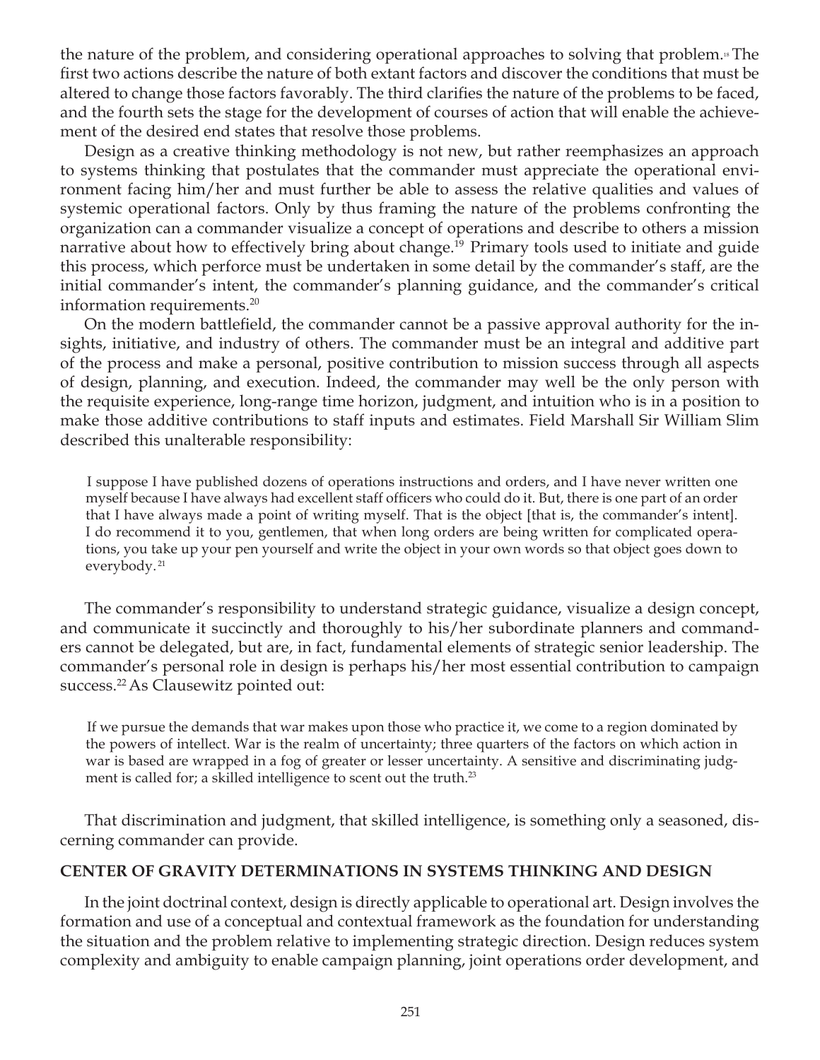the nature of the problem, and considering operational approaches to solving that problem.[18] The first two actions describe the nature of both extant factors and discover the conditions that must be altered to change those factors favorably. The third clarifies the nature of the problems to be faced, and the fourth sets the stage for the development of courses of action that will enable the achievement of the desired end states that resolve those problems.

Design as a creative thinking methodology is not new, but rather reemphasizes an approach to systems thinking that postulates that the commander must appreciate the operational environment facing him/her and must further be able to assess the relative qualities and values of systemic operational factors. Only by thus framing the nature of the problems confronting the organization can a commander visualize a concept of operations and describe to others a mission narrative about how to effectively bring about change.[19] Primary tools used to initiate and guide this process, which perforce must be undertaken in some detail by the commander's staff, are the initial commander's intent, the commander's planning guidance, and the commander's critical information requirements.[20]

On the modern battlefield, the commander cannot be a passive approval authority for the insights, initiative, and industry of others. The commander must be an integral and additive part of the process and make a personal, positive contribution to mission success through all aspects of design, planning, and execution. Indeed, the commander may well be the only person with the requisite experience, long-range time horizon, judgment, and intuition who is in a position to make those additive contributions to staff inputs and estimates. Field Marshall Sir William Slim described this unalterable responsibility:

> I suppose I have published dozens of operations instructions and orders, and I have never written one myself because I have always had excellent staff officers who could do it. But, there is one part of an order that I have always made a point of writing myself. That is the object [that is, the commander's intent]. I do recommend it to you, gentlemen, that when long orders are being written for complicated operations, you take up your pen yourself and write the object in your own words so that object goes down to everybody.[21]

The commander's responsibility to understand strategic guidance, visualize a design concept, and communicate it succinctly and thoroughly to his/her subordinate planners and commanders cannot be delegated, but are, in fact, fundamental elements of strategic senior leadership. The commander's personal role in design is perhaps his/her most essential contribution to campaign success.[22] As Clausewitz pointed out:

> If we pursue the demands that war makes upon those who practice it, we come to a region dominated by the powers of intellect. War is the realm of uncertainty; three quarters of the factors on which action in war is based are wrapped in a fog of greater or lesser uncertainty. A sensitive and discriminating judgment is called for; a skilled intelligence to scent out the truth.[23]

That discrimination and judgment, that skilled intelligence, is something only a seasoned, discerning commander can provide.

## CENTER OF GRAVITY DETERMINATIONS IN SYSTEMS THINKING AND DESIGN

In the joint doctrinal context, design is directly applicable to operational art. Design involves the formation and use of a conceptual and contextual framework as the foundation for understanding the situation and the problem relative to implementing strategic direction. Design reduces system complexity and ambiguity to enable campaign planning, joint operations order development, and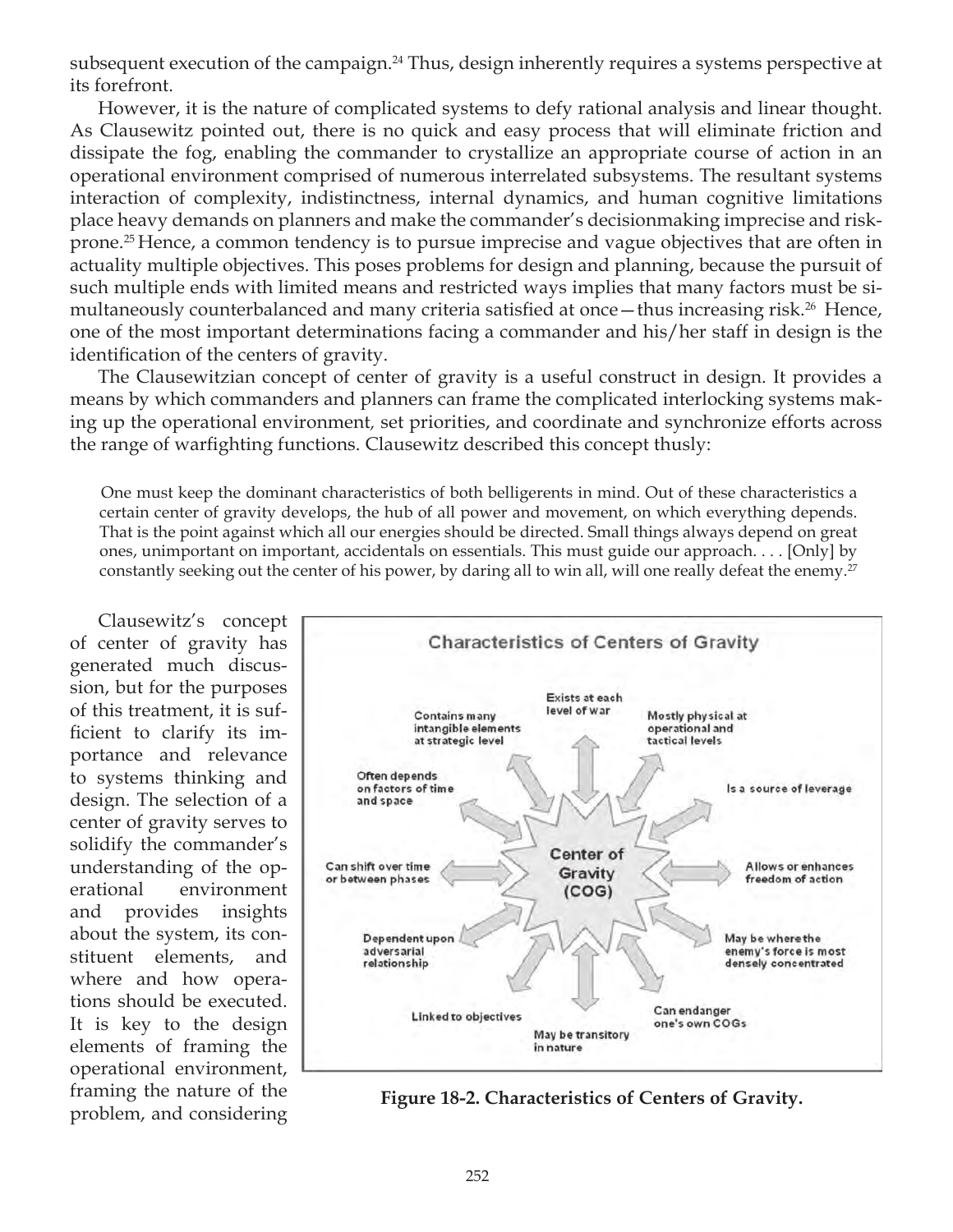subsequent execution of the campaign.[24] Thus, design inherently requires a systems perspective at its forefront.

However, it is the nature of complicated systems to defy rational analysis and linear thought. As Clausewitz pointed out, there is no quick and easy process that will eliminate friction and dissipate the fog, enabling the commander to crystallize an appropriate course of action in an operational environment comprised of numerous interrelated subsystems. The resultant systems interaction of complexity, indistinctness, internal dynamics, and human cognitive limitations place heavy demands on planners and make the commander's decisionmaking imprecise and risk-prone.[25] Hence, a common tendency is to pursue imprecise and vague objectives that are often in actuality multiple objectives. This poses problems for design and planning, because the pursuit of such multiple ends with limited means and restricted ways implies that many factors must be simultaneously counterbalanced and many criteria satisfied at once—thus increasing risk.[26] Hence, one of the most important determinations facing a commander and his/her staff in design is the identification of the centers of gravity.

The Clausewitzian concept of center of gravity is a useful construct in design. It provides a means by which commanders and planners can frame the complicated interlocking systems making up the operational environment, set priorities, and coordinate and synchronize efforts across the range of warfighting functions. Clausewitz described this concept thusly:

> One must keep the dominant characteristics of both belligerents in mind. Out of these characteristics a certain center of gravity develops, the hub of all power and movement, on which everything depends. That is the point against which all our energies should be directed. Small things always depend on great ones, unimportant on important, accidentals on essentials. This must guide our approach. . . . [Only] by constantly seeking out the center of his power, by daring all to win all, will one really defeat the enemy.[27]

Clausewitz's concept of center of gravity has generated much discussion, but for the purposes of this treatment, it is sufficient to clarify its importance and relevance to systems thinking and design. The selection of a center of gravity serves to solidify the commander's understanding of the operational environment and provides insights about the system, its constituent elements, and where and how operations should be executed. It is key to the design elements of framing the operational environment, framing the nature of the problem, and considering

**Figure 18-2. Characteristics of Centers of Gravity.**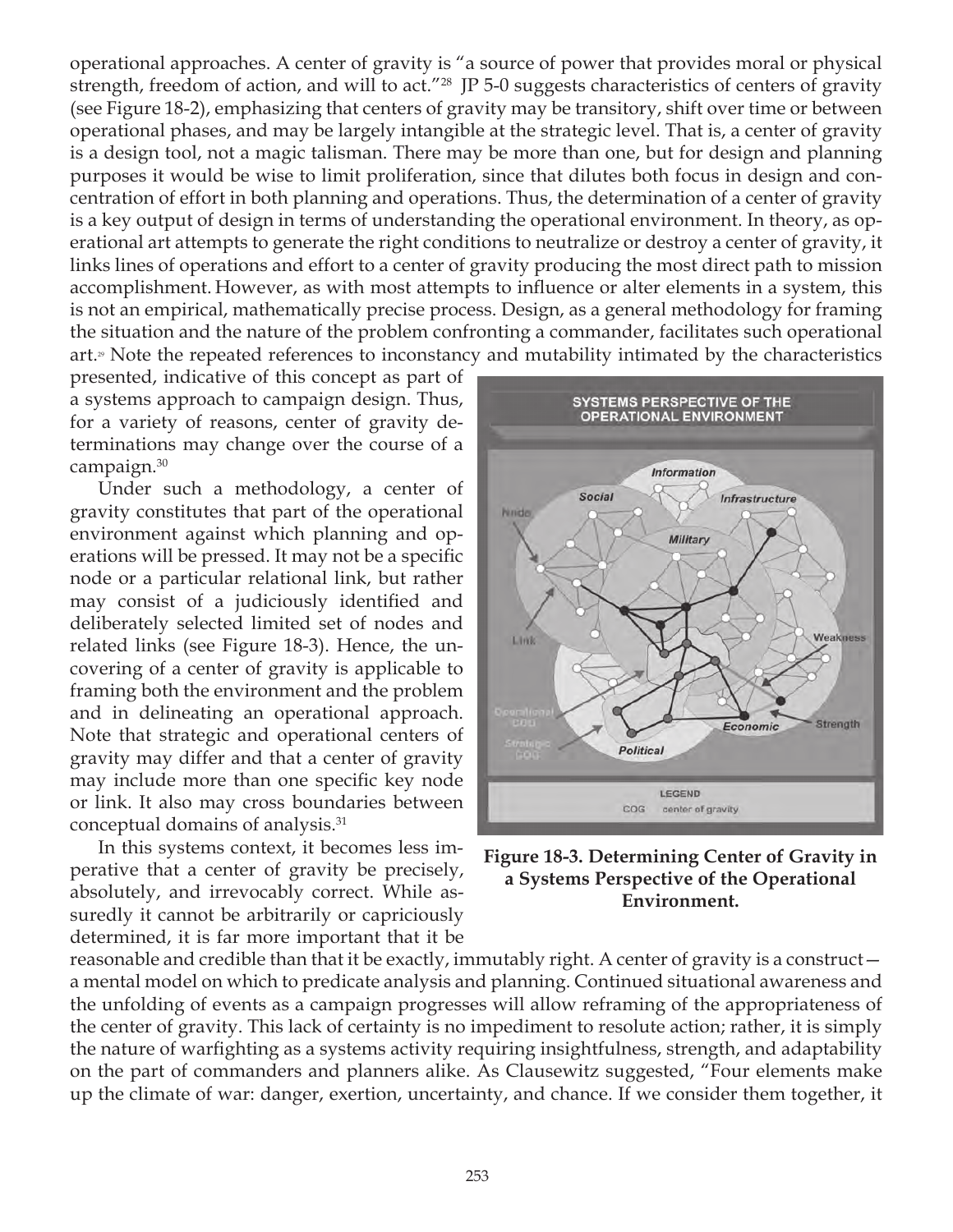operational approaches. A center of gravity is "a source of power that provides moral or physical strength, freedom of action, and will to act."[28] JP 5-0 suggests characteristics of centers of gravity (see Figure 18-2), emphasizing that centers of gravity may be transitory, shift over time or between operational phases, and may be largely intangible at the strategic level. That is, a center of gravity is a design tool, not a magic talisman. There may be more than one, but for design and planning purposes it would be wise to limit proliferation, since that dilutes both focus in design and concentration of effort in both planning and operations. Thus, the determination of a center of gravity is a key output of design in terms of understanding the operational environment. In theory, as operational art attempts to generate the right conditions to neutralize or destroy a center of gravity, it links lines of operations and effort to a center of gravity producing the most direct path to mission accomplishment. However, as with most attempts to influence or alter elements in a system, this is not an empirical, mathematically precise process. Design, as a general methodology for framing the situation and the nature of the problem confronting a commander, facilitates such operational art.[29] Note the repeated references to inconstancy and mutability intimated by the characteristics presented, indicative of this concept as part of a systems approach to campaign design. Thus, for a variety of reasons, center of gravity determinations may change over the course of a campaign.[30]

Under such a methodology, a center of gravity constitutes that part of the operational environment against which planning and operations will be pressed. It may not be a specific node or a particular relational link, but rather may consist of a judiciously identified and deliberately selected limited set of nodes and related links (see Figure 18-3). Hence, the uncovering of a center of gravity is applicable to framing both the environment and the problem and in delineating an operational approach. Note that strategic and operational centers of gravity may differ and that a center of gravity may include more than one specific key node or link. It also may cross boundaries between conceptual domains of analysis.[31]

**Figure 18-3. Determining Center of Gravity in a Systems Perspective of the Operational Environment.**

In this systems context, it becomes less imperative that a center of gravity be precisely, absolutely, and irrevocably correct. While assuredly it cannot be arbitrarily or capriciously determined, it is far more important that it be reasonable and credible than that it be exactly, immutably right. A center of gravity is a construct—a mental model on which to predicate analysis and planning. Continued situational awareness and the unfolding of events as a campaign progresses will allow reframing of the appropriateness of the center of gravity. This lack of certainty is no impediment to resolute action; rather, it is simply the nature of warfighting as a systems activity requiring insightfulness, strength, and adaptability on the part of commanders and planners alike. As Clausewitz suggested, "Four elements make up the climate of war: danger, exertion, uncertainty, and chance. If we consider them together, it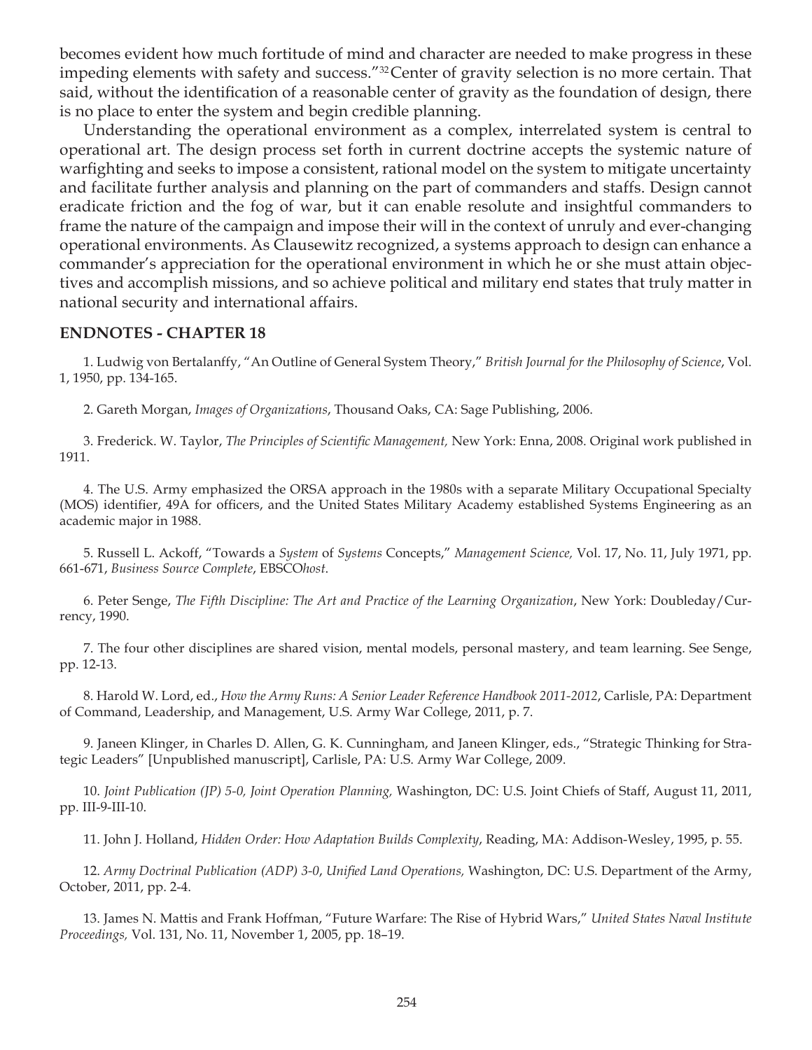becomes evident how much fortitude of mind and character are needed to make progress in these impeding elements with safety and success."[32] Center of gravity selection is no more certain. That said, without the identification of a reasonable center of gravity as the foundation of design, there is no place to enter the system and begin credible planning.

Understanding the operational environment as a complex, interrelated system is central to operational art. The design process set forth in current doctrine accepts the systemic nature of warfighting and seeks to impose a consistent, rational model on the system to mitigate uncertainty and facilitate further analysis and planning on the part of commanders and staffs. Design cannot eradicate friction and the fog of war, but it can enable resolute and insightful commanders to frame the nature of the campaign and impose their will in the context of unruly and ever-changing operational environments. As Clausewitz recognized, a systems approach to design can enhance a commander's appreciation for the operational environment in which he or she must attain objectives and accomplish missions, and so achieve political and military end states that truly matter in national security and international affairs.

## ENDNOTES - CHAPTER 18

1. Ludwig von Bertalanffy, "An Outline of General System Theory," *British Journal for the Philosophy of Science*, Vol. 1, 1950, pp. 134-165.

2. Gareth Morgan, *Images of Organizations*, Thousand Oaks, CA: Sage Publishing, 2006.

3. Frederick. W. Taylor, *The Principles of Scientific Management,* New York: Enna, 2008. Original work published in 1911.

4. The U.S. Army emphasized the ORSA approach in the 1980s with a separate Military Occupational Specialty (MOS) identifier, 49A for officers, and the United States Military Academy established Systems Engineering as an academic major in 1988.

5. Russell L. Ackoff, "Towards a *System* of *Systems* Concepts," *Management Science,* Vol. 17, No. 11, July 1971, pp. 661-671, *Business Source Complete*, EBSCO*host*.

6. Peter Senge, *The Fifth Discipline: The Art and Practice of the Learning Organization*, New York: Doubleday/Currency, 1990.

7. The four other disciplines are shared vision, mental models, personal mastery, and team learning. See Senge, pp. 12-13.

8. Harold W. Lord, ed., *How the Army Runs: A Senior Leader Reference Handbook 2011-2012*, Carlisle, PA: Department of Command, Leadership, and Management, U.S. Army War College, 2011, p. 7.

9. Janeen Klinger, in Charles D. Allen, G. K. Cunningham, and Janeen Klinger, eds., "Strategic Thinking for Strategic Leaders" [Unpublished manuscript], Carlisle, PA: U.S. Army War College, 2009.

10. *Joint Publication (JP) 5-0, Joint Operation Planning,* Washington, DC: U.S. Joint Chiefs of Staff, August 11, 2011, pp. III-9-III-10.

11. John J. Holland, *Hidden Order: How Adaptation Builds Complexity*, Reading, MA: Addison-Wesley, 1995, p. 55.

12. *Army Doctrinal Publication (ADP) 3-0*, *Unified Land Operations,* Washington, DC: U.S. Department of the Army, October, 2011, pp. 2-4.

13. James N. Mattis and Frank Hoffman, "Future Warfare: The Rise of Hybrid Wars," *United States Naval Institute Proceedings,* Vol. 131, No. 11, November 1, 2005, pp. 18–19.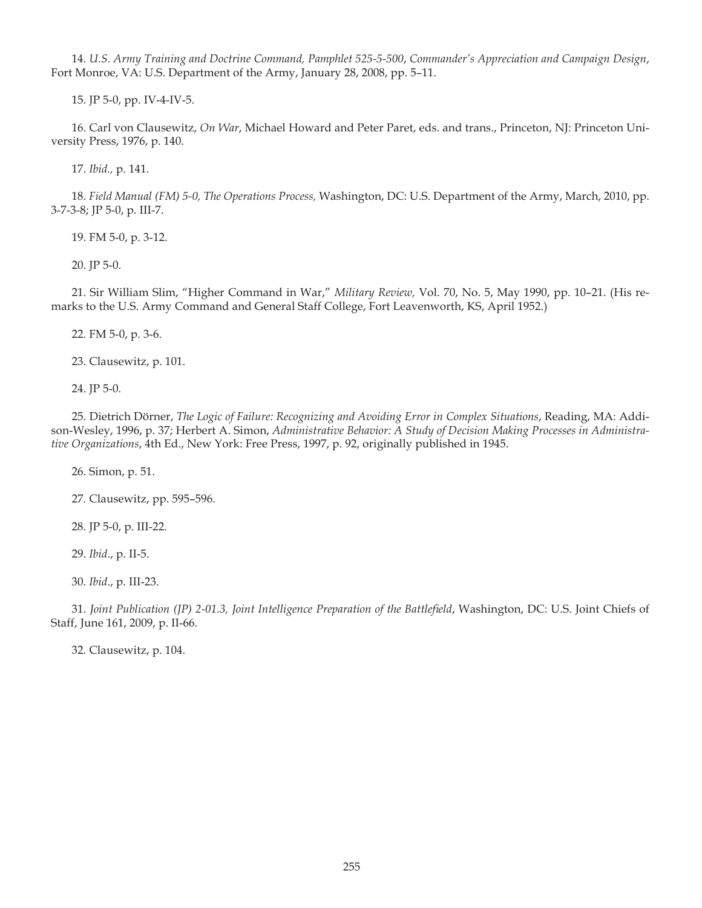14. *U.S. Army Training and Doctrine Command, Pamphlet 525-5-500*, *Commander's Appreciation and Campaign Design*, Fort Monroe, VA: U.S. Department of the Army, January 28, 2008, pp. 5–11.

15. JP 5-0, pp. IV-4-IV-5.

16. Carl von Clausewitz, *On War*, Michael Howard and Peter Paret, eds. and trans., Princeton, NJ: Princeton University Press, 1976, p. 140.

17. *Ibid.,* p. 141.

18. *Field Manual (FM) 5-0, The Operations Process,* Washington, DC: U.S. Department of the Army, March, 2010, pp. 3-7-3-8; JP 5-0, p. III-7.

19. FM 5-0, p. 3-12.

20. JP 5-0.

21. Sir William Slim, "Higher Command in War," *Military Review,* Vol. 70, No. 5, May 1990, pp. 10–21. (His remarks to the U.S. Army Command and General Staff College, Fort Leavenworth, KS, April 1952.)

22. FM 5-0, p. 3-6.

23. Clausewitz, p. 101.

24. JP 5-0.

25. Dietrich Dörner, *The Logic of Failure: Recognizing and Avoiding Error in Complex Situations*, Reading, MA: Addison-Wesley, 1996, p. 37; Herbert A. Simon, *Administrative Behavior: A Study of Decision Making Processes in Administrative Organizations*, 4th Ed., New York: Free Press, 1997, p. 92, originally published in 1945.

26. Simon, p. 51.

27. Clausewitz, pp. 595–596.

28. JP 5-0, p. III-22.

29. *Ibid*., p. II-5.

30. *Ibid*., p. III-23.

31. *Joint Publication (JP) 2-01.3, Joint Intelligence Preparation of the Battlefield*, Washington, DC: U.S. Joint Chiefs of Staff, June 161, 2009, p. II-66.

32. Clausewitz, p. 104.